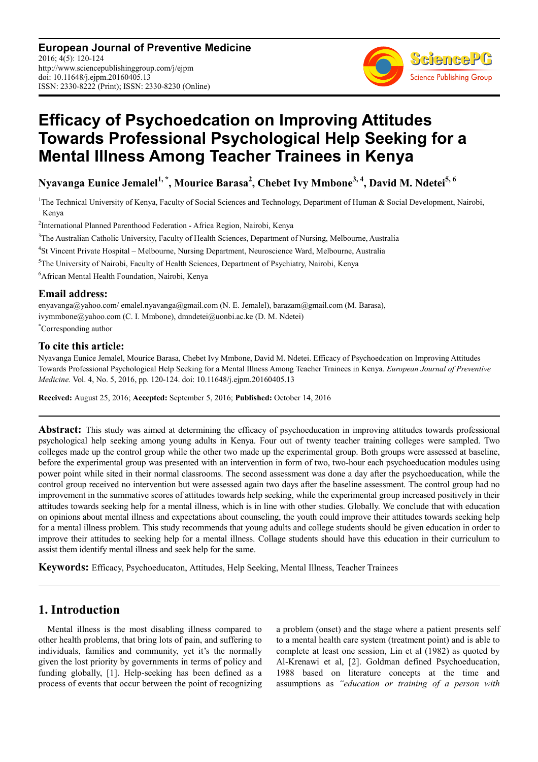# Efficacy of Psychoedcation on Improving Attitudes Towards Professional Psychological Help Seeking for a Mental Illness Among Teacher Trainees in Kenya

**Nyavanga Eunice Jemalel[1,*], Mourice Barasa[2], Chebet Ivy Mmbone[3,4], David M. Ndetei[5,6]**

[1]The Technical University of Kenya, Faculty of Social Sciences and Technology, Department of Human & Social Development, Nairobi, Kenya

[2]International Planned Parenthood Federation - Africa Region, Nairobi, Kenya

[3]The Australian Catholic University, Faculty of Health Sciences, Department of Nursing, Melbourne, Australia

[4]St Vincent Private Hospital – Melbourne, Nursing Department, Neuroscience Ward, Melbourne, Australia

[5]The University of Nairobi, Faculty of Health Sciences, Department of Psychiatry, Nairobi, Kenya

[6]African Mental Health Foundation, Nairobi, Kenya

## Email address:

enyavanga@yahoo.com/ emalel.nyavanga@gmail.com (N. E. Jemalel), barazam@gmail.com (M. Barasa), ivymmbone@yahoo.com (C. I. Mmbone), dmndetei@uonbi.ac.ke (D. M. Ndetei)

[*]Corresponding author

## To cite this article:

Nyavanga Eunice Jemalel, Mourice Barasa, Chebet Ivy Mmbone, David M. Ndetei. Efficacy of Psychoedcation on Improving Attitudes Towards Professional Psychological Help Seeking for a Mental Illness Among Teacher Trainees in Kenya. *European Journal of Preventive Medicine.* Vol. 4, No. 5, 2016, pp. 120-124. doi: 10.11648/j.ejpm.20160405.13

**Received:** August 25, 2016; **Accepted:** September 5, 2016; **Published:** October 14, 2016

---

**Abstract:** This study was aimed at determining the efficacy of psychoeducation in improving attitudes towards professional psychological help seeking among young adults in Kenya. Four out of twenty teacher training colleges were sampled. Two colleges made up the control group while the other two made up the experimental group. Both groups were assessed at baseline, before the experimental group was presented with an intervention in form of two, two-hour each psychoeducation modules using power point while sited in their normal classrooms. The second assessment was done a day after the psychoeducation, while the control group received no intervention but were assessed again two days after the baseline assessment. The control group had no improvement in the summative scores of attitudes towards help seeking, while the experimental group increased positively in their attitudes towards seeking help for a mental illness, which is in line with other studies. Globally. We conclude that with education on opinions about mental illness and expectations about counseling, the youth could improve their attitudes towards seeking help for a mental illness problem. This study recommends that young adults and college students should be given education in order to improve their attitudes to seeking help for a mental illness. Collage students should have this education in their curriculum to assist them identify mental illness and seek help for the same.

**Keywords:** Efficacy, Psychoeducaton, Attitudes, Help Seeking, Mental Illness, Teacher Trainees

---

## 1. Introduction

Mental illness is the most disabling illness compared to other health problems, that bring lots of pain, and suffering to individuals, families and community, yet it's the normally given the lost priority by governments in terms of policy and funding globally, [1]. Help-seeking has been defined as a process of events that occur between the point of recognizing a problem (onset) and the stage where a patient presents self to a mental health care system (treatment point) and is able to complete at least one session, Lin et al (1982) as quoted by Al-Krenawi et al, [2]. Goldman defined Psychoeducation, 1988 based on literature concepts at the time and assumptions as *"education or training of a person with*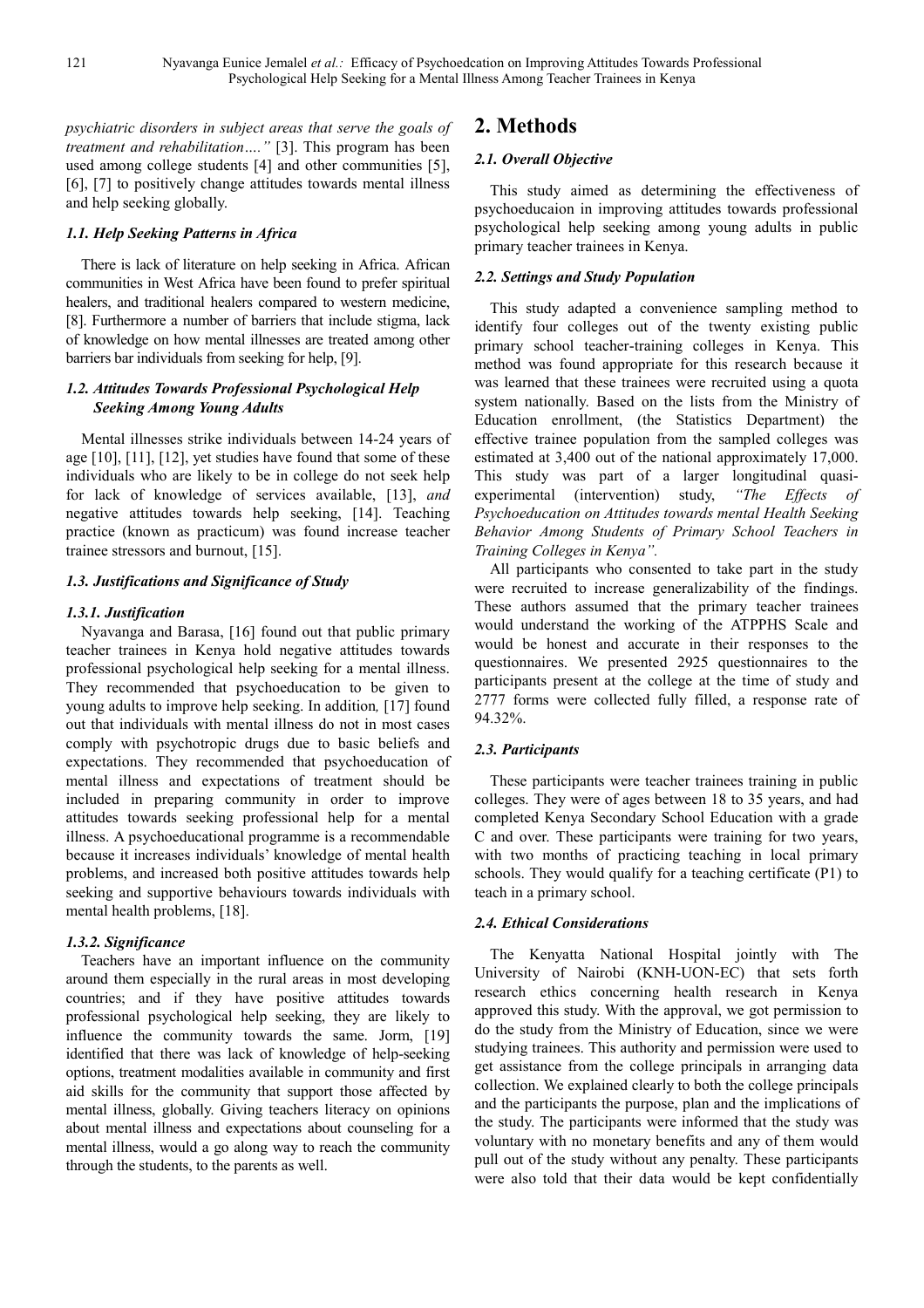*psychiatric disorders in subject areas that serve the goals of treatment and rehabilitation…."* [3]. This program has been used among college students [4] and other communities [5], [6], [7] to positively change attitudes towards mental illness and help seeking globally.

### *1.1. Help Seeking Patterns in Africa*

There is lack of literature on help seeking in Africa. African communities in West Africa have been found to prefer spiritual healers, and traditional healers compared to western medicine, [8]. Furthermore a number of barriers that include stigma, lack of knowledge on how mental illnesses are treated among other barriers bar individuals from seeking for help, [9].

### *1.2. Attitudes Towards Professional Psychological Help Seeking Among Young Adults*

Mental illnesses strike individuals between 14-24 years of age [10], [11], [12], yet studies have found that some of these individuals who are likely to be in college do not seek help for lack of knowledge of services available, [13], *and* negative attitudes towards help seeking, [14]. Teaching practice (known as practicum) was found increase teacher trainee stressors and burnout, [15].

### *1.3. Justifications and Significance of Study*

#### *1.3.1. Justification*

Nyavanga and Barasa, [16] found out that public primary teacher trainees in Kenya hold negative attitudes towards professional psychological help seeking for a mental illness. They recommended that psychoeducation to be given to young adults to improve help seeking. In addition*,* [17] found out that individuals with mental illness do not in most cases comply with psychotropic drugs due to basic beliefs and expectations. They recommended that psychoeducation of mental illness and expectations of treatment should be included in preparing community in order to improve attitudes towards seeking professional help for a mental illness. A psychoeducational programme is a recommendable because it increases individuals' knowledge of mental health problems, and increased both positive attitudes towards help seeking and supportive behaviours towards individuals with mental health problems, [18].

#### *1.3.2. Significance*

Teachers have an important influence on the community around them especially in the rural areas in most developing countries; and if they have positive attitudes towards professional psychological help seeking, they are likely to influence the community towards the same. Jorm, [19] identified that there was lack of knowledge of help-seeking options, treatment modalities available in community and first aid skills for the community that support those affected by mental illness, globally. Giving teachers literacy on opinions about mental illness and expectations about counseling for a mental illness, would a go along way to reach the community through the students, to the parents as well.

## 2. Methods

### *2.1. Overall Objective*

This study aimed as determining the effectiveness of psychoeducaion in improving attitudes towards professional psychological help seeking among young adults in public primary teacher trainees in Kenya.

### *2.2. Settings and Study Population*

This study adapted a convenience sampling method to identify four colleges out of the twenty existing public primary school teacher-training colleges in Kenya. This method was found appropriate for this research because it was learned that these trainees were recruited using a quota system nationally. Based on the lists from the Ministry of Education enrollment, (the Statistics Department) the effective trainee population from the sampled colleges was estimated at 3,400 out of the national approximately 17,000. This study was part of a larger longitudinal quasi-experimental (intervention) study, *"The Effects of Psychoeducation on Attitudes towards mental Health Seeking Behavior Among Students of Primary School Teachers in Training Colleges in Kenya".*

All participants who consented to take part in the study were recruited to increase generalizability of the findings. These authors assumed that the primary teacher trainees would understand the working of the ATPPHS Scale and would be honest and accurate in their responses to the questionnaires. We presented 2925 questionnaires to the participants present at the college at the time of study and 2777 forms were collected fully filled, a response rate of 94.32%.

### *2.3. Participants*

These participants were teacher trainees training in public colleges. They were of ages between 18 to 35 years, and had completed Kenya Secondary School Education with a grade C and over. These participants were training for two years, with two months of practicing teaching in local primary schools. They would qualify for a teaching certificate (P1) to teach in a primary school.

### *2.4. Ethical Considerations*

The Kenyatta National Hospital jointly with The University of Nairobi (KNH-UON-EC) that sets forth research ethics concerning health research in Kenya approved this study. With the approval, we got permission to do the study from the Ministry of Education, since we were studying trainees. This authority and permission were used to get assistance from the college principals in arranging data collection. We explained clearly to both the college principals and the participants the purpose, plan and the implications of the study. The participants were informed that the study was voluntary with no monetary benefits and any of them would pull out of the study without any penalty. These participants were also told that their data would be kept confidentially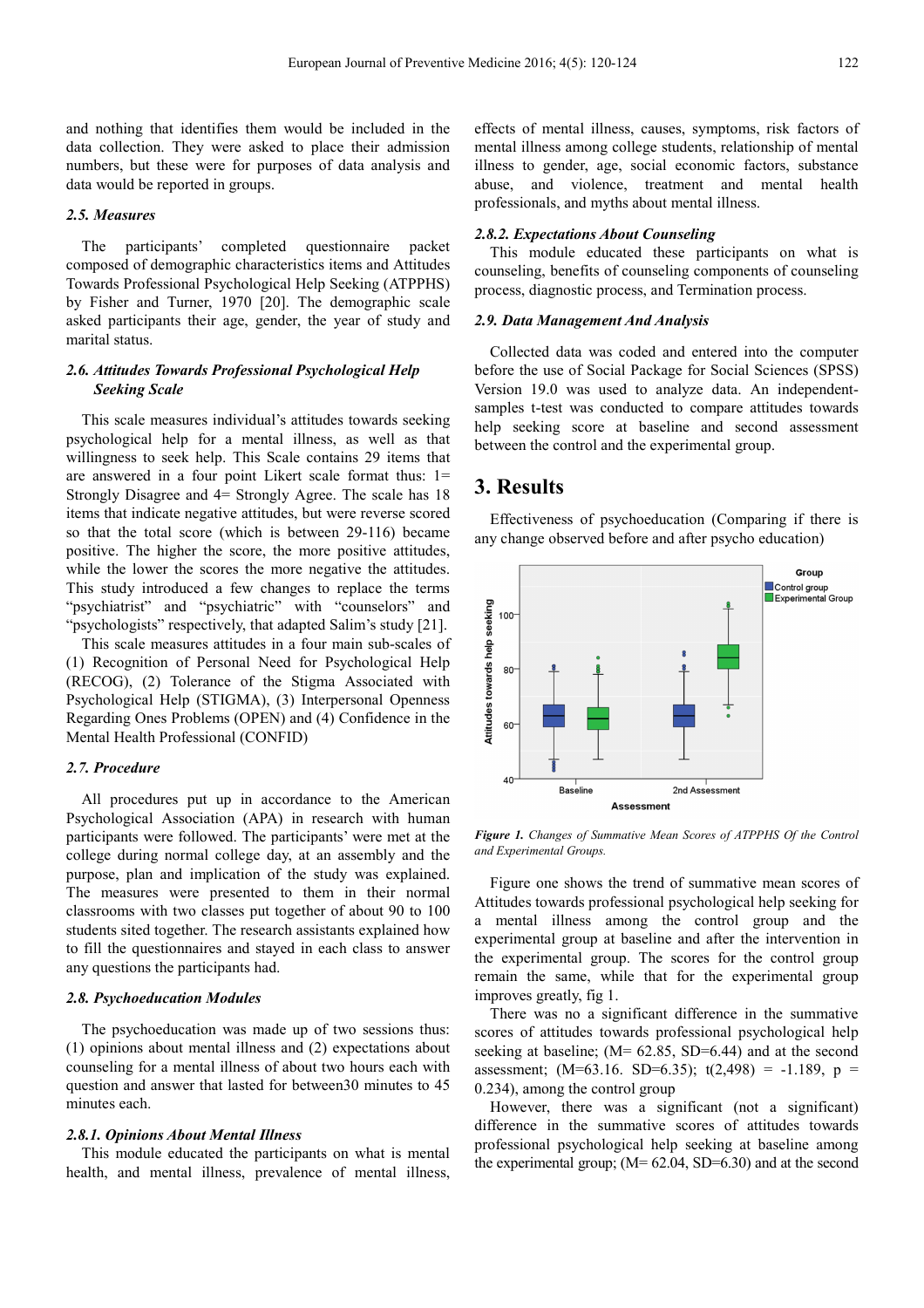and nothing that identifies them would be included in the data collection. They were asked to place their admission numbers, but these were for purposes of data analysis and data would be reported in groups.

### *2.5. Measures*

The participants' completed questionnaire packet composed of demographic characteristics items and Attitudes Towards Professional Psychological Help Seeking (ATPPHS) by Fisher and Turner, 1970 [20]. The demographic scale asked participants their age, gender, the year of study and marital status.

### *2.6. Attitudes Towards Professional Psychological Help Seeking Scale*

This scale measures individual's attitudes towards seeking psychological help for a mental illness, as well as that willingness to seek help. This Scale contains 29 items that are answered in a four point Likert scale format thus: 1= Strongly Disagree and 4= Strongly Agree. The scale has 18 items that indicate negative attitudes, but were reverse scored so that the total score (which is between 29-116) became positive. The higher the score, the more positive attitudes, while the lower the scores the more negative the attitudes. This study introduced a few changes to replace the terms "psychiatrist" and "psychiatric" with "counselors" and "psychologists" respectively, that adapted Salim's study [21].

This scale measures attitudes in a four main sub-scales of (1) Recognition of Personal Need for Psychological Help (RECOG), (2) Tolerance of the Stigma Associated with Psychological Help (STIGMA), (3) Interpersonal Openness Regarding Ones Problems (OPEN) and (4) Confidence in the Mental Health Professional (CONFID)

### *2.7. Procedure*

All procedures put up in accordance to the American Psychological Association (APA) in research with human participants were followed. The participants' were met at the college during normal college day, at an assembly and the purpose, plan and implication of the study was explained. The measures were presented to them in their normal classrooms with two classes put together of about 90 to 100 students sited together. The research assistants explained how to fill the questionnaires and stayed in each class to answer any questions the participants had.

### *2.8. Psychoeducation Modules*

The psychoeducation was made up of two sessions thus: (1) opinions about mental illness and (2) expectations about counseling for a mental illness of about two hours each with question and answer that lasted for between30 minutes to 45 minutes each.

#### *2.8.1. Opinions About Mental Illness*

This module educated the participants on what is mental health, and mental illness, prevalence of mental illness, effects of mental illness, causes, symptoms, risk factors of mental illness among college students, relationship of mental illness to gender, age, social economic factors, substance abuse, and violence, treatment and mental health professionals, and myths about mental illness.

#### *2.8.2. Expectations About Counseling*

This module educated these participants on what is counseling, benefits of counseling components of counseling process, diagnostic process, and Termination process.

### *2.9. Data Management And Analysis*

Collected data was coded and entered into the computer before the use of Social Package for Social Sciences (SPSS) Version 19.0 was used to analyze data. An independent-samples t-test was conducted to compare attitudes towards help seeking score at baseline and second assessment between the control and the experimental group.

## 3. Results

Effectiveness of psychoeducation (Comparing if there is any change observed before and after psycho education)

***Figure 1.*** *Changes of Summative Mean Scores of ATPPHS Of the Control and Experimental Groups.*

Figure one shows the trend of summative mean scores of Attitudes towards professional psychological help seeking for a mental illness among the control group and the experimental group at baseline and after the intervention in the experimental group. The scores for the control group remain the same, while that for the experimental group improves greatly, fig 1.

There was no a significant difference in the summative scores of attitudes towards professional psychological help seeking at baseline; (M= 62.85, SD=6.44) and at the second assessment; (M=63.16. SD=6.35); t(2,498) = -1.189, p = 0.234), among the control group

However, there was a significant (not a significant) difference in the summative scores of attitudes towards professional psychological help seeking at baseline among the experimental group; (M= 62.04, SD=6.30) and at the second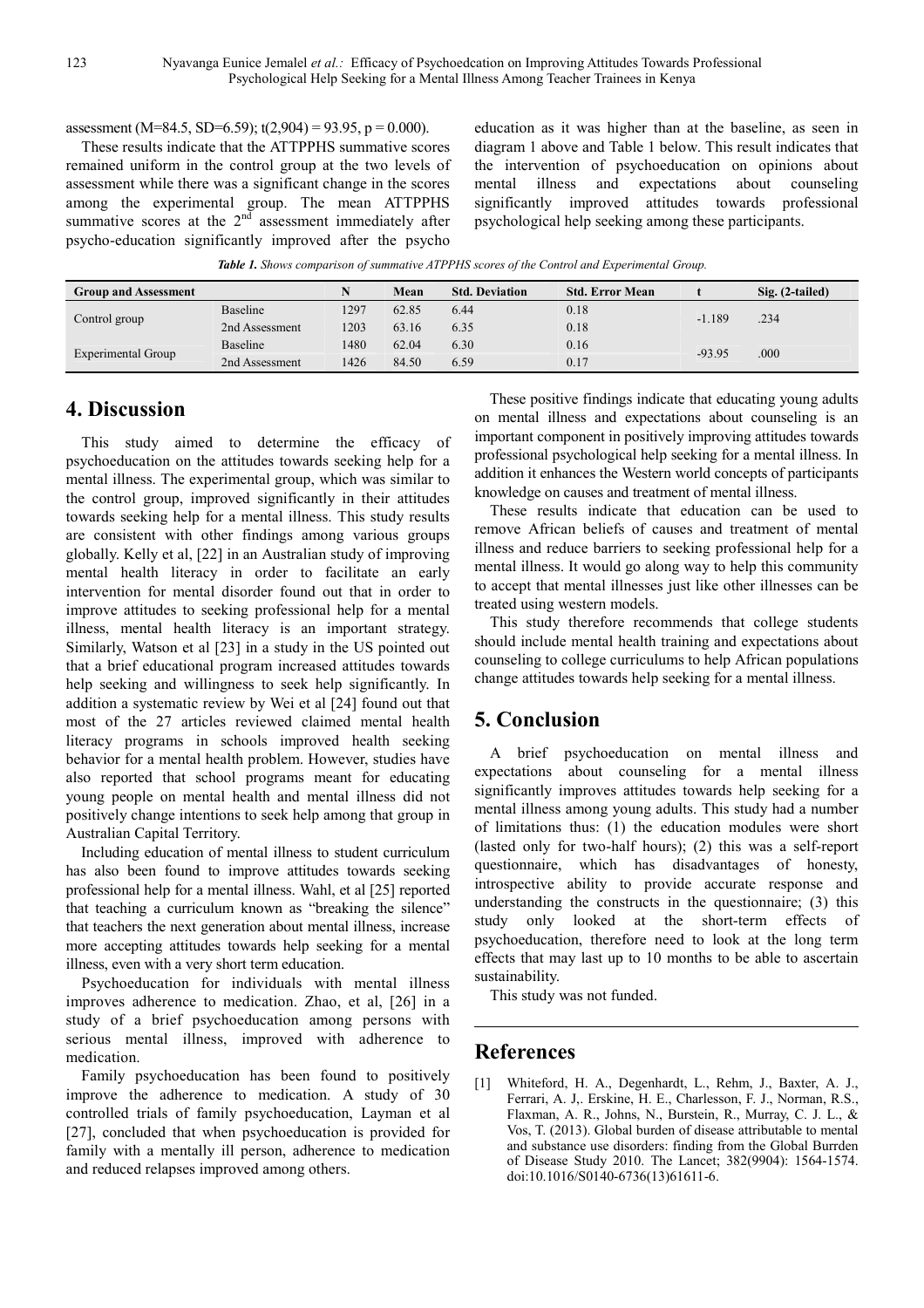assessment (M=84.5, SD=6.59); $t(2,904) = 93.95$, $p = 0.000$).

These results indicate that the ATTPPHS summative scores remained uniform in the control group at the two levels of assessment while there was a significant change in the scores among the experimental group. The mean ATTPPHS summative scores at the $2^{nd}$ assessment immediately after psycho-education significantly improved after the psycho education as it was higher than at the baseline, as seen in diagram 1 above and Table 1 below. This result indicates that the intervention of psychoeducation on opinions about mental illness and expectations about counseling significantly improved attitudes towards professional psychological help seeking among these participants.

***Table 1.*** *Shows comparison of summative ATPPHS scores of the Control and Experimental Group.*

| Group and Assessment | | N | Mean | Std. Deviation | Std. Error Mean | t | Sig. (2-tailed) |
|---|---|---|---|---|---|---|---|
| Control group | Baseline | 1297 | 62.85 | 6.44 | 0.18 | -1.189 | .234 |
| | 2nd Assessment | 1203 | 63.16 | 6.35 | 0.18 | | |
| Experimental Group | Baseline | 1480 | 62.04 | 6.30 | 0.16 | -93.95 | .000 |
| | 2nd Assessment | 1426 | 84.50 | 6.59 | 0.17 | | |

## 4. Discussion

This study aimed to determine the efficacy of psychoeducation on the attitudes towards seeking help for a mental illness. The experimental group, which was similar to the control group, improved significantly in their attitudes towards seeking help for a mental illness. This study results are consistent with other findings among various groups globally. Kelly et al, [22] in an Australian study of improving mental health literacy in order to facilitate an early intervention for mental disorder found out that in order to improve attitudes to seeking professional help for a mental illness, mental health literacy is an important strategy. Similarly, Watson et al [23] in a study in the US pointed out that a brief educational program increased attitudes towards help seeking and willingness to seek help significantly. In addition a systematic review by Wei et al [24] found out that most of the 27 articles reviewed claimed mental health literacy programs in schools improved health seeking behavior for a mental health problem. However, studies have also reported that school programs meant for educating young people on mental health and mental illness did not positively change intentions to seek help among that group in Australian Capital Territory.

Including education of mental illness to student curriculum has also been found to improve attitudes towards seeking professional help for a mental illness. Wahl, et al [25] reported that teaching a curriculum known as "breaking the silence" that teachers the next generation about mental illness, increase more accepting attitudes towards help seeking for a mental illness, even with a very short term education.

Psychoeducation for individuals with mental illness improves adherence to medication. Zhao, et al, [26] in a study of a brief psychoeducation among persons with serious mental illness, improved with adherence to medication.

Family psychoeducation has been found to positively improve the adherence to medication. A study of 30 controlled trials of family psychoeducation, Layman et al [27], concluded that when psychoeducation is provided for family with a mentally ill person, adherence to medication and reduced relapses improved among others.

These positive findings indicate that educating young adults on mental illness and expectations about counseling is an important component in positively improving attitudes towards professional psychological help seeking for a mental illness. In addition it enhances the Western world concepts of participants knowledge on causes and treatment of mental illness.

These results indicate that education can be used to remove African beliefs of causes and treatment of mental illness and reduce barriers to seeking professional help for a mental illness. It would go along way to help this community to accept that mental illnesses just like other illnesses can be treated using western models.

This study therefore recommends that college students should include mental health training and expectations about counseling to college curriculums to help African populations change attitudes towards help seeking for a mental illness.

## 5. Conclusion

A brief psychoeducation on mental illness and expectations about counseling for a mental illness significantly improves attitudes towards help seeking for a mental illness among young adults. This study had a number of limitations thus: (1) the education modules were short (lasted only for two-half hours); (2) this was a self-report questionnaire, which has disadvantages of honesty, introspective ability to provide accurate response and understanding the constructs in the questionnaire; (3) this study only looked at the short-term effects of psychoeducation, therefore need to look at the long term effects that may last up to 10 months to be able to ascertain sustainability.

This study was not funded.

## References

[1] Whiteford, H. A., Degenhardt, L., Rehm, J., Baxter, A. J., Ferrari, A. J,. Erskine, H. E., Charlesson, F. J., Norman, R.S., Flaxman, A. R., Johns, N., Burstein, R., Murray, C. J. L., & Vos, T. (2013). Global burden of disease attributable to mental and substance use disorders: finding from the Global Burrden of Disease Study 2010. The Lancet; 382(9904): 1564-1574. doi:10.1016/S0140-6736(13)61611-6.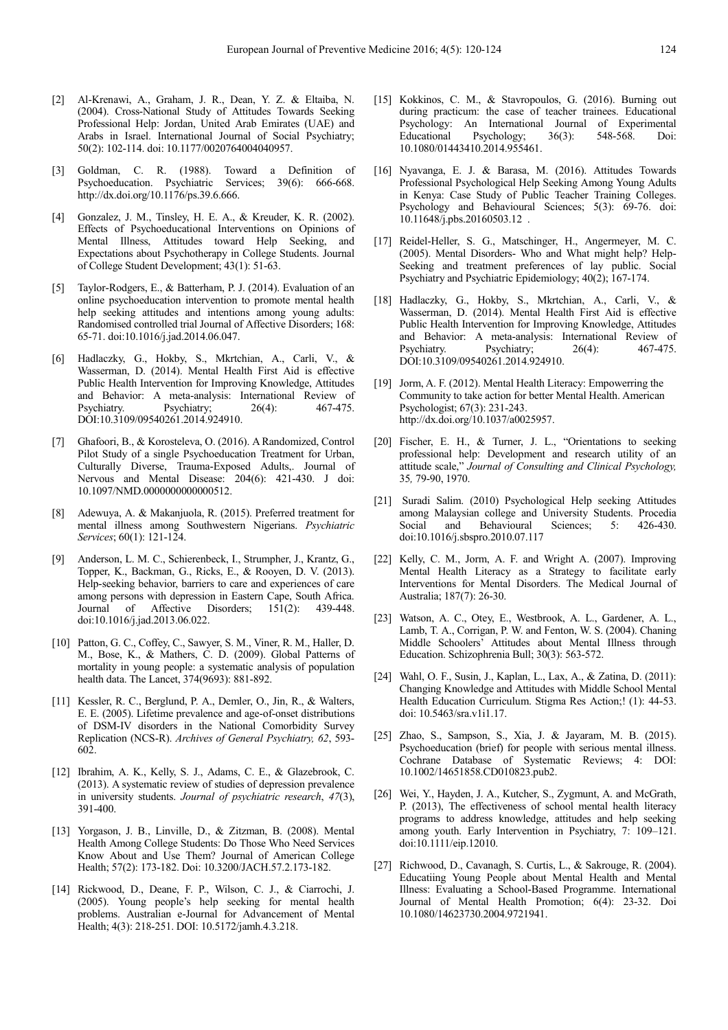[2] Al-Krenawi, A., Graham, J. R., Dean, Y. Z. & Eltaiba, N. (2004). Cross-National Study of Attitudes Towards Seeking Professional Help: Jordan, United Arab Emirates (UAE) and Arabs in Israel. International Journal of Social Psychiatry; 50(2): 102-114. doi: 10.1177/0020764004040957.

[3] Goldman, C. R. (1988). Toward a Definition of Psychoeducation. Psychiatric Services; 39(6): 666-668. http://dx.doi.org/10.1176/ps.39.6.666.

[4] Gonzalez, J. M., Tinsley, H. E. A., & Kreuder, K. R. (2002). Effects of Psychoeducational Interventions on Opinions of Mental Illness, Attitudes toward Help Seeking, and Expectations about Psychotherapy in College Students. Journal of College Student Development; 43(1): 51-63.

[5] Taylor-Rodgers, E., & Batterham, P. J. (2014). Evaluation of an online psychoeducation intervention to promote mental health help seeking attitudes and intentions among young adults: Randomised controlled trial Journal of Affective Disorders; 168: 65-71. doi:10.1016/j.jad.2014.06.047.

[6] Hadlaczky, G., Hokby, S., Mkrtchian, A., Carli, V., & Wasserman, D. (2014). Mental Health First Aid is effective Public Health Intervention for Improving Knowledge, Attitudes and Behavior: A meta-analysis: International Review of Psychiatry. Psychiatry; 26(4): 467-475. DOI:10.3109/09540261.2014.924910.

[7] Ghafoori, B., & Korosteleva, O. (2016). A Randomized, Control Pilot Study of a single Psychoeducation Treatment for Urban, Culturally Diverse, Trauma-Exposed Adults,. Journal of Nervous and Mental Disease: 204(6): 421-430. J doi: 10.1097/NMD.0000000000000512.

[8] Adewuya, A. & Makanjuola, R. (2015). Preferred treatment for mental illness among Southwestern Nigerians. *Psychiatric Services*; 60(1): 121-124.

[9] Anderson, L. M. C., Schierenbeck, I., Strumpher, J., Krantz, G., Topper, K., Backman, G., Ricks, E., & Rooyen, D. V. (2013). Help-seeking behavior, barriers to care and experiences of care among persons with depression in Eastern Cape, South Africa. Journal of Affective Disorders; 151(2): 439-448. doi:10.1016/j.jad.2013.06.022.

[10] Patton, G. C., Coffey, C., Sawyer, S. M., Viner, R. M., Haller, D. M., Bose, K., & Mathers, C. D. (2009). Global Patterns of mortality in young people: a systematic analysis of population health data. The Lancet, 374(9693): 881-892.

[11] Kessler, R. C., Berglund, P. A., Demler, O., Jin, R., & Walters, E. E. (2005). Lifetime prevalence and age-of-onset distributions of DSM-IV disorders in the National Comorbidity Survey Replication (NCS-R). *Archives of General Psychiatry, 62*, 593-602.

[12] Ibrahim, A. K., Kelly, S. J., Adams, C. E., & Glazebrook, C. (2013). A systematic review of studies of depression prevalence in university students. *Journal of psychiatric research*, *47*(3), 391-400.

[13] Yorgason, J. B., Linville, D., & Zitzman, B. (2008). Mental Health Among College Students: Do Those Who Need Services Know About and Use Them? Journal of American College Health; 57(2): 173-182. Doi: 10.3200/JACH.57.2.173-182.

[14] Rickwood, D., Deane, F. P., Wilson, C. J., & Ciarrochi, J. (2005). Young people's help seeking for mental health problems. Australian e-Journal for Advancement of Mental Health; 4(3): 218-251. DOI: 10.5172/jamh.4.3.218.

[15] Kokkinos, C. M., & Stavropoulos, G. (2016). Burning out during practicum: the case of teacher trainees. Educational Psychology: An International Journal of Experimental Educational Psychology; 36(3): 548-568. Doi: 10.1080/01443410.2014.955461.

[16] Nyavanga, E. J. & Barasa, M. (2016). Attitudes Towards Professional Psychological Help Seeking Among Young Adults in Kenya: Case Study of Public Teacher Training Colleges. Psychology and Behavioural Sciences; 5(3): 69-76. doi: 10.11648/j.pbs.20160503.12 .

[17] Reidel-Heller, S. G., Matschinger, H., Angermeyer, M. C. (2005). Mental Disorders- Who and What might help? Help-Seeking and treatment preferences of lay public. Social Psychiatry and Psychiatric Epidemiology; 40(2); 167-174.

[18] Hadlaczky, G., Hokby, S., Mkrtchian, A., Carli, V., & Wasserman, D. (2014). Mental Health First Aid is effective Public Health Intervention for Improving Knowledge, Attitudes and Behavior: A meta-analysis: International Review of Psychiatry. Psychiatry; 26(4): 467-475. DOI:10.3109/09540261.2014.924910.

[19] Jorm, A. F. (2012). Mental Health Literacy: Empowerring the Community to take action for better Mental Health. American Psychologist; 67(3): 231-243. http://dx.doi.org/10.1037/a0025957.

[20] Fischer, E. H., & Turner, J. L., "Orientations to seeking professional help: Development and research utility of an attitude scale," *Journal of Consulting and Clinical Psychology,* 35*,* 79-90, 1970.

[21] Suradi Salim. (2010) Psychological Help seeking Attitudes among Malaysian college and University Students. Procedia Social and Behavioural Sciences; 5: 426-430. doi:10.1016/j.sbspro.2010.07.117

[22] Kelly, C. M., Jorm, A. F. and Wright A. (2007). Improving Mental Health Literacy as a Strategy to facilitate early Interventions for Mental Disorders. The Medical Journal of Australia; 187(7): 26-30.

[23] Watson, A. C., Otey, E., Westbrook, A. L., Gardener, A. L., Lamb, T. A., Corrigan, P. W. and Fenton, W. S. (2004). Chaning Middle Schoolers' Attitudes about Mental Illness through Education. Schizophrenia Bull; 30(3): 563-572.

[24] Wahl, O. F., Susin, J., Kaplan, L., Lax, A., & Zatina, D. (2011): Changing Knowledge and Attitudes with Middle School Mental Health Education Curriculum. Stigma Res Action;! (1): 44-53. doi: 10.5463/sra.v1i1.17.

[25] Zhao, S., Sampson, S., Xia, J. & Jayaram, M. B. (2015). Psychoeducation (brief) for people with serious mental illness. Cochrane Database of Systematic Reviews; 4: DOI: 10.1002/14651858.CD010823.pub2.

[26] Wei, Y., Hayden, J. A., Kutcher, S., Zygmunt, A. and McGrath, P. (2013), The effectiveness of school mental health literacy programs to address knowledge, attitudes and help seeking among youth. Early Intervention in Psychiatry, 7: 109–121. doi:10.1111/eip.12010.

[27] Richwood, D., Cavanagh, S. Curtis, L., & Sakrouge, R. (2004). Educatiing Young People about Mental Health and Mental Illness: Evaluating a School-Based Programme. International Journal of Mental Health Promotion; 6(4): 23-32. Doi 10.1080/14623730.2004.9721941.